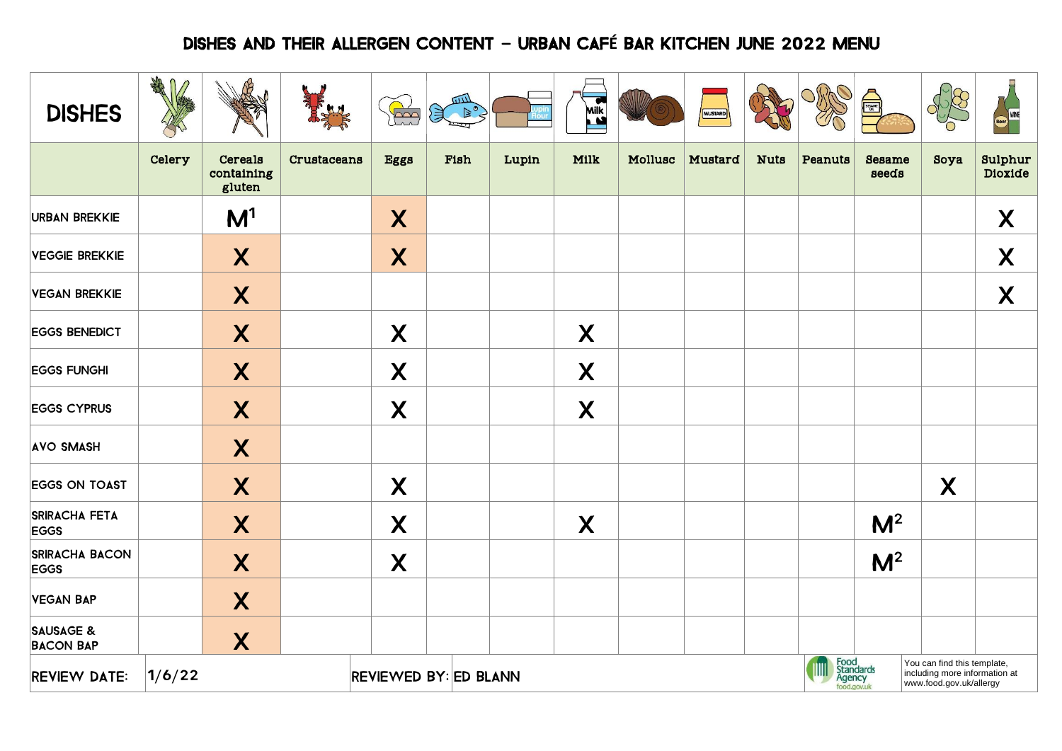# DISHES AND THEIR ALLERGEN CONTENT – URBAN CAFÉ BAR KITCHEN JUNE 2022 MENU

| DISHES | Celery | Cereals containing gluten | Crustaceans | Eggs | Fish | Lupin | Milk | Mollusc | Mustard | Nuts | Peanuts | Sesame seeds | Soya | Sulphur Dioxide |
|---|---|---|---|---|---|---|---|---|---|---|---|---|---|---|
| URBAN BREKKIE | | M[1] | | X | | | | | | | | | | X |
| VEGGIE BREKKIE | | X | | X | | | | | | | | | | X |
| VEGAN BREKKIE | | X | | | | | | | | | | | | X |
| EGGS BENEDICT | | X | | X | | | X | | | | | | | |
| EGGS FUNGHI | | X | | X | | | X | | | | | | | |
| EGGS CYPRUS | | X | | X | | | X | | | | | | | |
| AVO SMASH | | X | | | | | | | | | | | | |
| EGGS ON TOAST | | X | | X | | | | | | | | | X | |
| SRIRACHA FETA EGGS | | X | | X | | | X | | | | | M[2] | | |
| SRIRACHA BACON EGGS | | X | | X | | | | | | | | M[2] | | |
| VEGAN BAP | | X | | | | | | | | | | | | |
| SAUSAGE & BACON BAP | | X | | | | | | | | | | | | |

REVIEW DATE: 1/6/22 REVIEWED BY: ED BLANN

Food Standards Agency food.gov.uk

You can find this template, including more information at www.food.gov.uk/allergy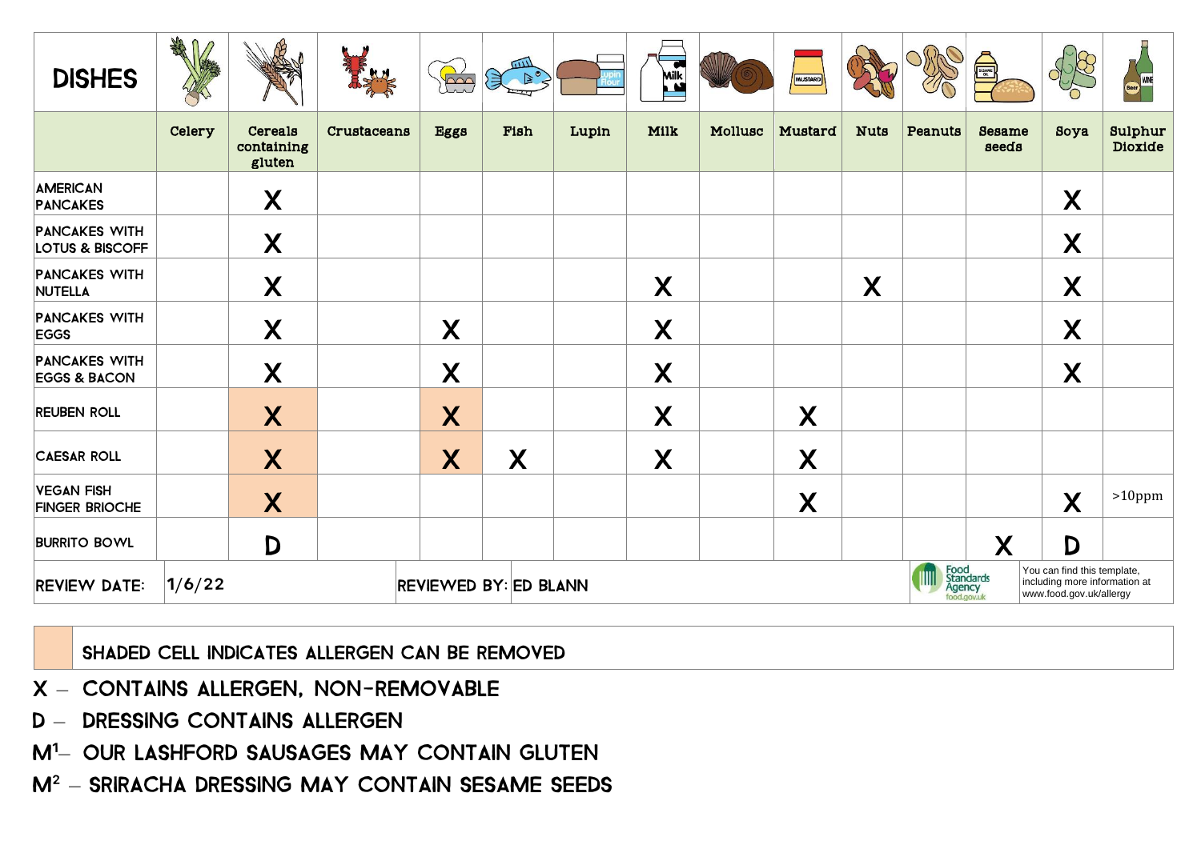| DISHES | Celery | Cereals containing gluten | Crustaceans | Eggs | Fish | Lupin | Milk | Mollusc | Mustard | Nuts | Peanuts | Sesame seeds | Soya | Sulphur Dioxide |
|---|---|---|---|---|---|---|---|---|---|---|---|---|---|---|
| AMERICAN PANCAKES | | X | | | | | | | | | | | X | |
| PANCAKES WITH LOTUS & BISCOFF | | X | | | | | | | | | | | X | |
| PANCAKES WITH NUTELLA | | X | | | | | X | | | X | | | X | |
| PANCAKES WITH EGGS | | X | | X | | | X | | | | | | X | |
| PANCAKES WITH EGGS & BACON | | X | | X | | | X | | | | | | X | |
| REUBEN ROLL | | X | | X | | | X | | X | | | | | |
| CAESAR ROLL | | X | | X | X | | X | | X | | | | | |
| VEGAN FISH FINGER BRIOCHE | | X | | | | | | | X | | | | X | >10ppm |
| BURRITO BOWL | | D | | | | | | | | | | X | D | |

REVIEW DATE: 1/6/22

REVIEWED BY: ED BLANN

Food Standards Agency food.gov.uk

You can find this template, including more information at www.food.gov.uk/allergy

SHADED CELL INDICATES ALLERGEN CAN BE REMOVED

X – CONTAINS ALLERGEN, NON-REMOVABLE

D – DRESSING CONTAINS ALLERGEN

M[1] – OUR LASHFORD SAUSAGES MAY CONTAIN GLUTEN

M[2] – SRIRACHA DRESSING MAY CONTAIN SESAME SEEDS